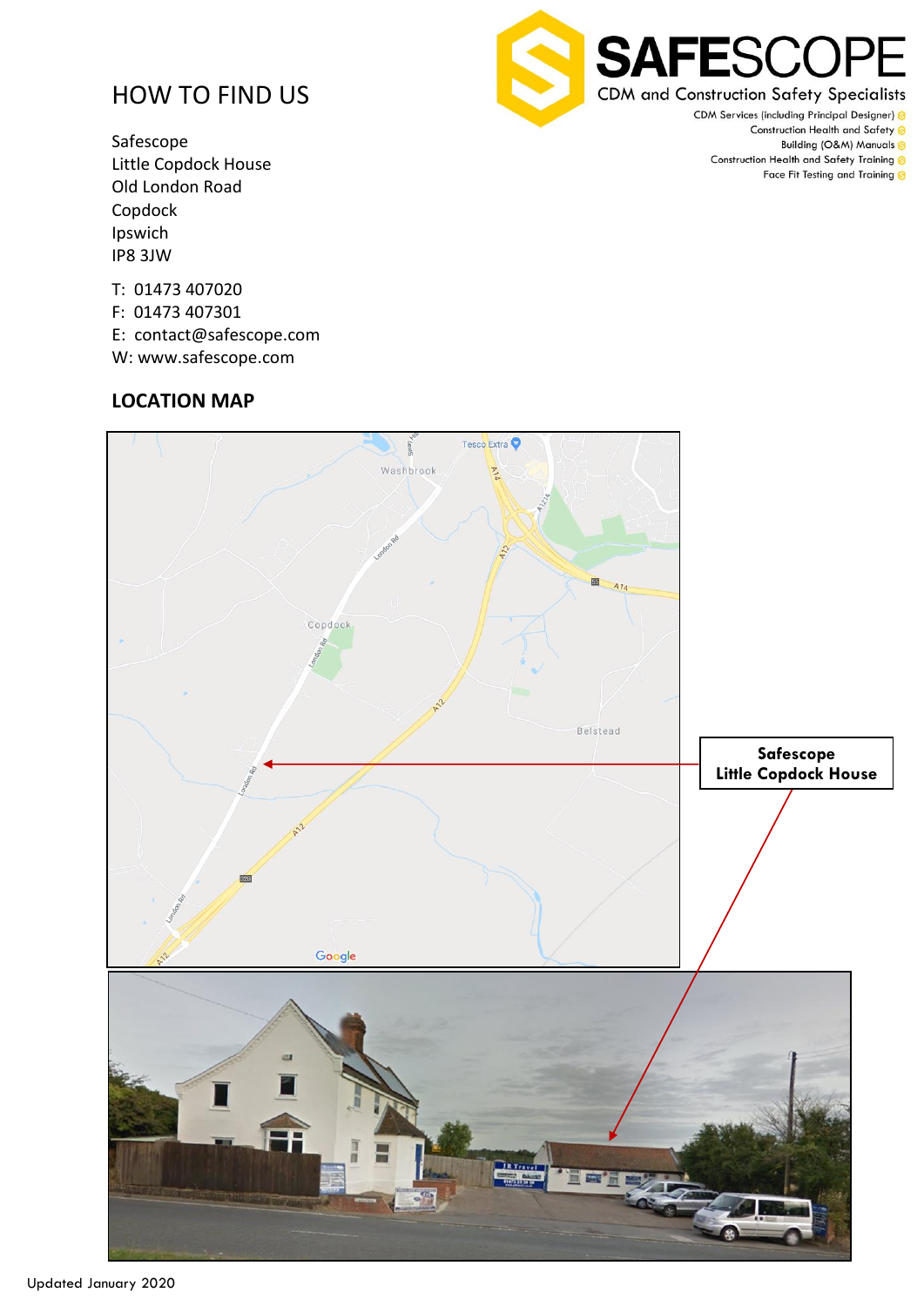# HOW TO FIND US

**SAFESCOPE**
CDM and Construction Safety Specialists

CDM Services (including Principal Designer)
Construction Health and Safety
Building (O&M) Manuals
Construction Health and Safety Training
Face Fit Testing and Training

Safescope
Little Copdock House
Old London Road
Copdock
Ipswich
IP8 3JW

T: 01473 407020
F: 01473 407301
E: contact@safescope.com
W: www.safescope.com

## LOCATION MAP

**Safescope**
**Little Copdock House**

Updated January 2020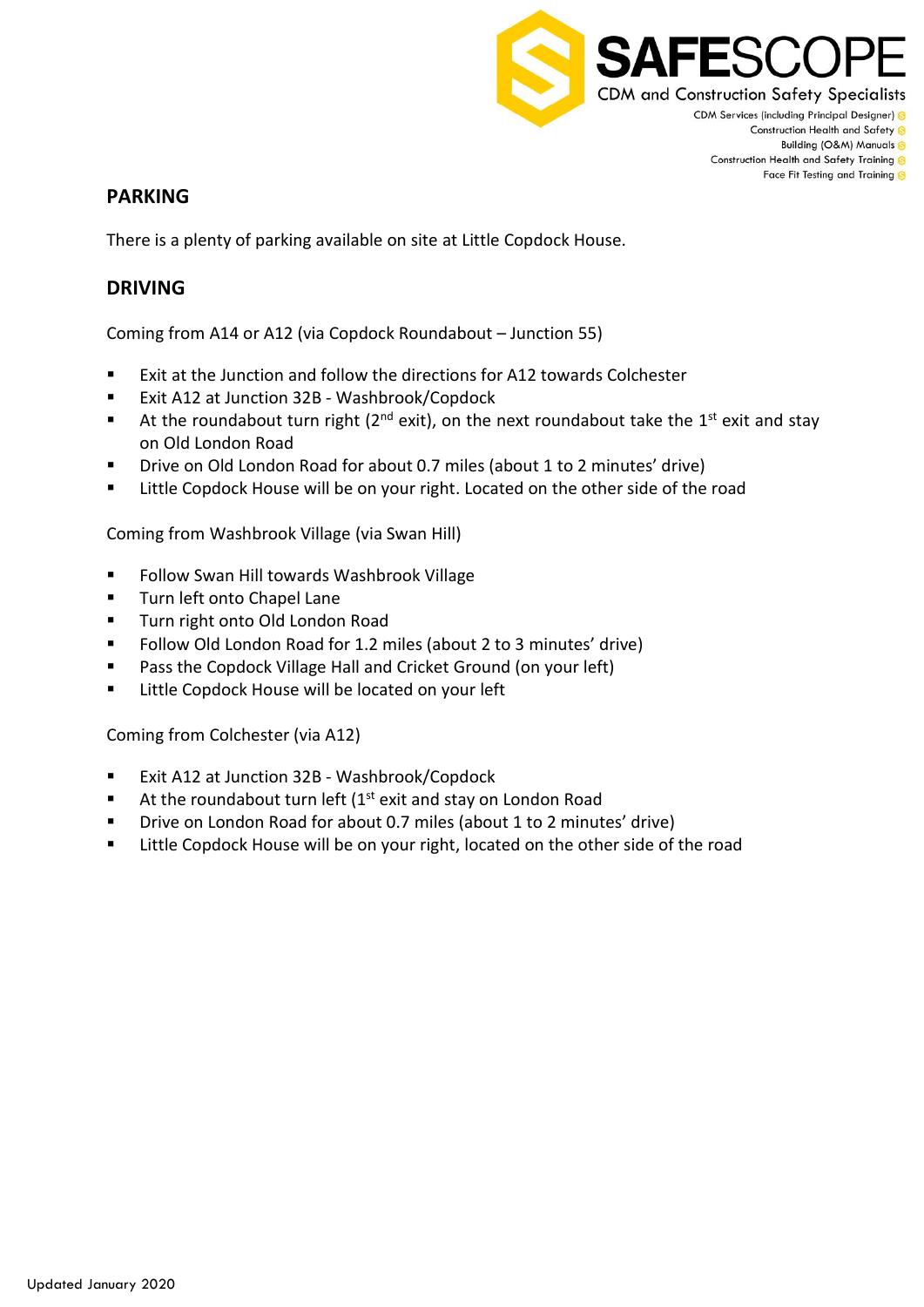## PARKING

There is a plenty of parking available on site at Little Copdock House.

## DRIVING

Coming from A14 or A12 (via Copdock Roundabout – Junction 55)

- Exit at the Junction and follow the directions for A12 towards Colchester
- Exit A12 at Junction 32B - Washbrook/Copdock
- At the roundabout turn right (2nd exit), on the next roundabout take the 1st exit and stay on Old London Road
- Drive on Old London Road for about 0.7 miles (about 1 to 2 minutes' drive)
- Little Copdock House will be on your right. Located on the other side of the road

Coming from Washbrook Village (via Swan Hill)

- Follow Swan Hill towards Washbrook Village
- Turn left onto Chapel Lane
- Turn right onto Old London Road
- Follow Old London Road for 1.2 miles (about 2 to 3 minutes' drive)
- Pass the Copdock Village Hall and Cricket Ground (on your left)
- Little Copdock House will be located on your left

Coming from Colchester (via A12)

- Exit A12 at Junction 32B - Washbrook/Copdock
- At the roundabout turn left (1st exit and stay on London Road
- Drive on London Road for about 0.7 miles (about 1 to 2 minutes' drive)
- Little Copdock House will be on your right, located on the other side of the road

Updated January 2020